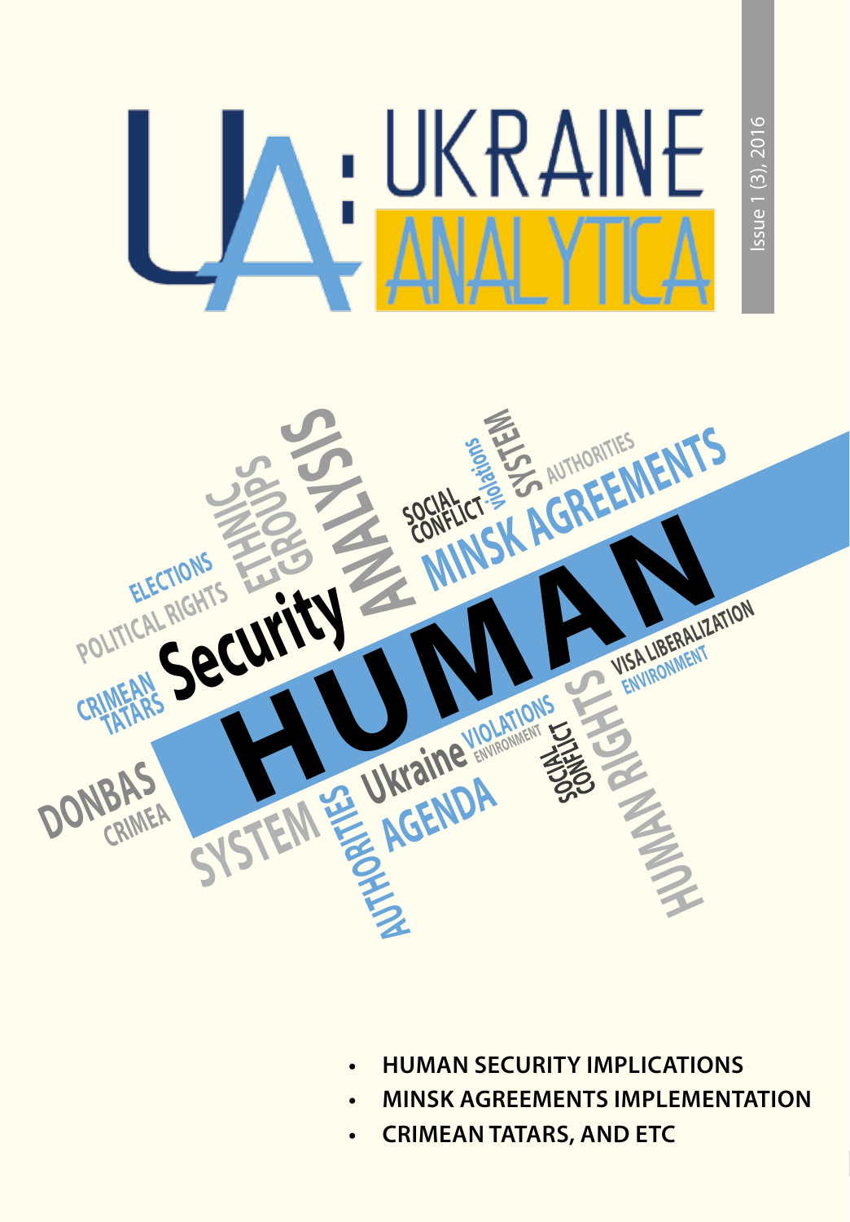# UA: UKRAINE ANALYTICA

Issue 1 (3), 2016

- **HUMAN SECURITY IMPLICATIONS**
- **MINSK AGREEMENTS IMPLEMENTATION**
- **CRIMEAN TATARS, AND ETC**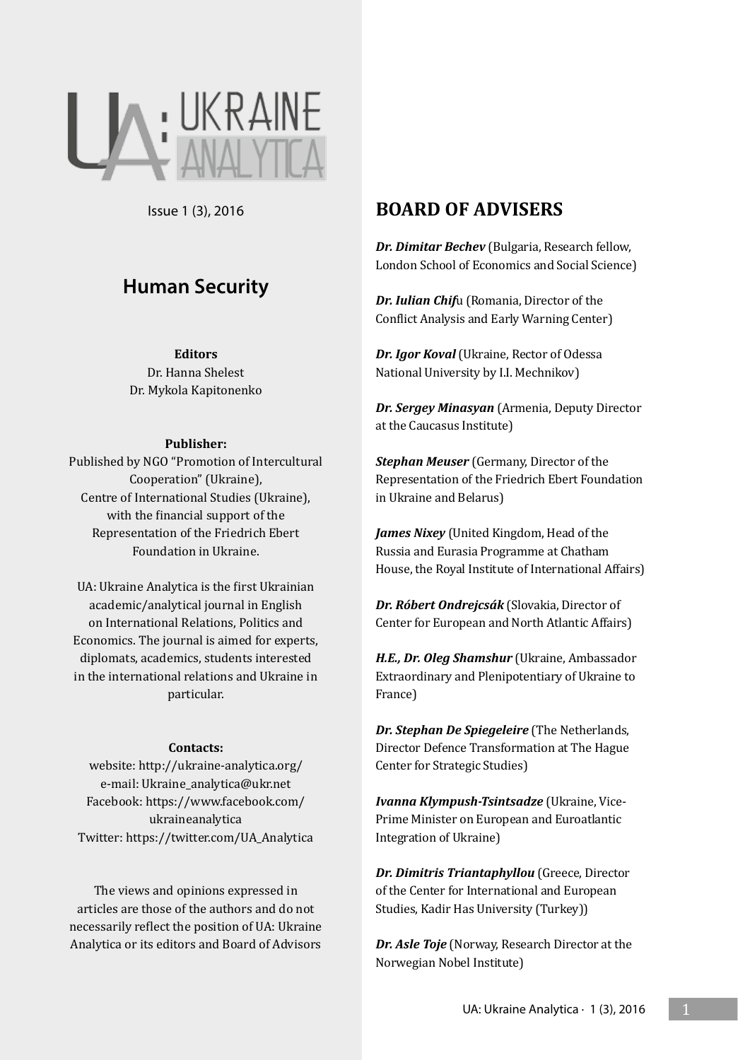UA: UKRAINE ANALYTICA

Issue 1 (3), 2016

## Human Security

**Editors**
Dr. Hanna Shelest
Dr. Mykola Kapitonenko

**Publisher:**
Published by NGO "Promotion of Intercultural Cooperation" (Ukraine),
Centre of International Studies (Ukraine),
with the financial support of the
Representation of the Friedrich Ebert Foundation in Ukraine.

UA: Ukraine Analytica is the first Ukrainian academic/analytical journal in English on International Relations, Politics and Economics. The journal is aimed for experts, diplomats, academics, students interested in the international relations and Ukraine in particular.

**Contacts:**
website: http://ukraine-analytica.org/
e-mail: Ukraine_analytica@ukr.net
Facebook: https://www.facebook.com/ukraineanalytica
Twitter: https://twitter.com/UA_Analytica

The views and opinions expressed in articles are those of the authors and do not necessarily reflect the position of UA: Ukraine Analytica or its editors and Board of Advisors

## BOARD OF ADVISERS

***Dr. Dimitar Bechev*** (Bulgaria, Research fellow, London School of Economics and Social Science)

***Dr. Iulian Chif***u (Romania, Director of the Conflict Analysis and Early Warning Center)

***Dr. Igor Koval*** (Ukraine, Rector of Odessa National University by I.I. Mechnikov)

***Dr. Sergey Minasyan*** (Armenia, Deputy Director at the Caucasus Institute)

***Stephan Meuser*** (Germany, Director of the Representation of the Friedrich Ebert Foundation in Ukraine and Belarus)

***James Nixey*** (United Kingdom, Head of the Russia and Eurasia Programme at Chatham House, the Royal Institute of International Affairs)

***Dr. Róbert Ondrejcsák*** (Slovakia, Director of Center for European and North Atlantic Affairs)

***H.E., Dr. Oleg Shamshur*** (Ukraine, Ambassador Extraordinary and Plenipotentiary of Ukraine to France)

***Dr. Stephan De Spiegeleire*** (The Netherlands, Director Defence Transformation at The Hague Center for Strategic Studies)

***Ivanna Klympush-Tsintsadze*** (Ukraine, Vice-Prime Minister on European and Euroatlantic Integration of Ukraine)

***Dr. Dimitris Triantaphyllou*** (Greece, Director of the Center for International and European Studies, Kadir Has University (Turkey))

***Dr. Asle Toje*** (Norway, Research Director at the Norwegian Nobel Institute)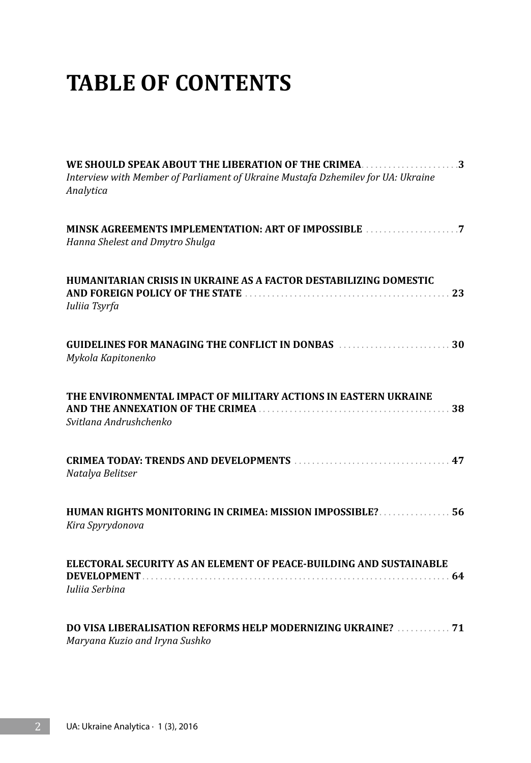# TABLE OF CONTENTS

**WE SHOULD SPEAK ABOUT THE LIBERATION OF THE CRIMEA** . . . . . . . . . . . . . . . . . . . . . **3**
*Interview with Member of Parliament of Ukraine Mustafa Dzhemilev for UA: Ukraine Analytica*

**MINSK AGREEMENTS IMPLEMENTATION: ART OF IMPOSSIBLE** . . . . . . . . . . . . . . . . . . . . **7**
*Hanna Shelest and Dmytro Shulga*

**HUMANITARIAN CRISIS IN UKRAINE AS A FACTOR DESTABILIZING DOMESTIC AND FOREIGN POLICY OF THE STATE** . . . . . . . . . . . . . . . . . . . . . . . . . . . . . . . . . . . . . . . . . . . . . **23**
*Iuliia Tsyrfa*

**GUIDELINES FOR MANAGING THE CONFLICT IN DONBAS** . . . . . . . . . . . . . . . . . . . . . . . . **30**
*Mykola Kapitonenko*

**THE ENVIRONMENTAL IMPACT OF MILITARY ACTIONS IN EASTERN UKRAINE AND THE ANNEXATION OF THE CRIMEA** . . . . . . . . . . . . . . . . . . . . . . . . . . . . . . . . . . . . . . . . . . **38**
*Svitlana Andrushchenko*

**CRIMEA TODAY: TRENDS AND DEVELOPMENTS** . . . . . . . . . . . . . . . . . . . . . . . . . . . . . . . . . . **47**
*Natalya Belitser*

**HUMAN RIGHTS MONITORING IN CRIMEA: MISSION IMPOSSIBLE?** . . . . . . . . . . . . . . . . **56**
*Kira Spyrydonova*

**ELECTORAL SECURITY AS AN ELEMENT OF PEACE-BUILDING AND SUSTAINABLE DEVELOPMENT** . . . . . . . . . . . . . . . . . . . . . . . . . . . . . . . . . . . . . . . . . . . . . . . . . . . . . . . . . . . . . . . . . **64**
*Iuliia Serbina*

**DO VISA LIBERALISATION REFORMS HELP MODERNIZING UKRAINE?** . . . . . . . . . . . . **71**
*Maryana Kuzio and Iryna Sushko*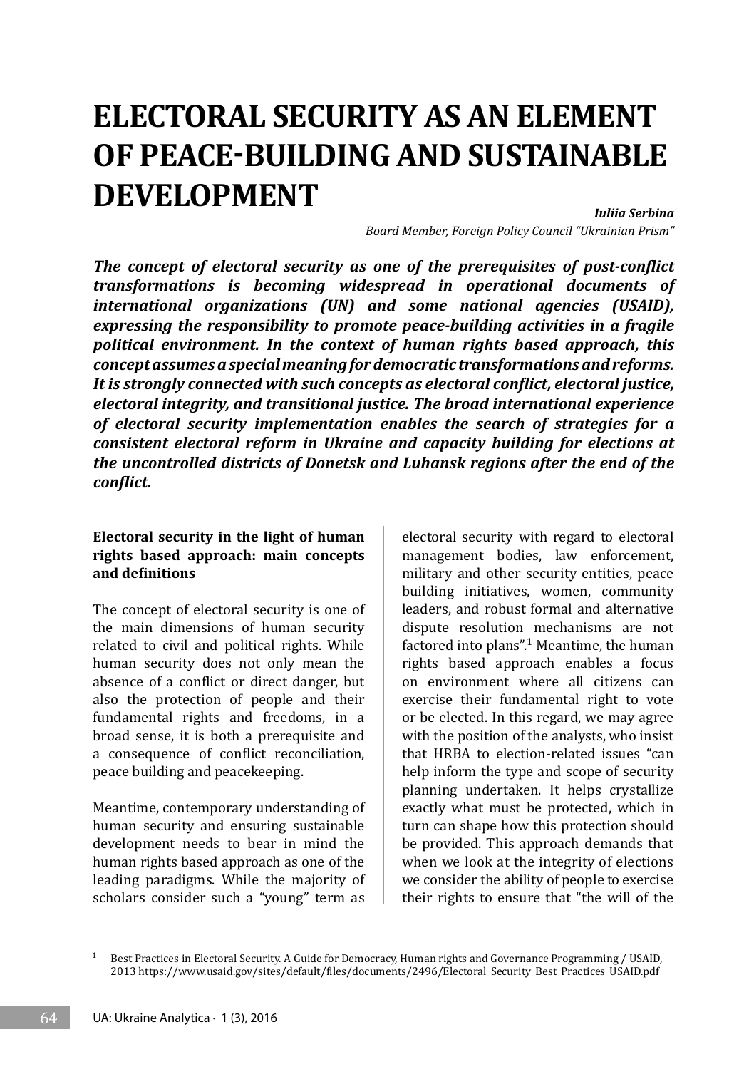# ELECTORAL SECURITY AS AN ELEMENT OF PEACE-BUILDING AND SUSTAINABLE DEVELOPMENT

***Iuliia Serbina***
*Board Member, Foreign Policy Council "Ukrainian Prism"*

***The concept of electoral security as one of the prerequisites of post-conflict transformations is becoming widespread in operational documents of international organizations (UN) and some national agencies (USAID), expressing the responsibility to promote peace-building activities in a fragile political environment. In the context of human rights based approach, this concept assumes a special meaning for democratic transformations and reforms. It is strongly connected with such concepts as electoral conflict, electoral justice, electoral integrity, and transitional justice. The broad international experience of electoral security implementation enables the search of strategies for a consistent electoral reform in Ukraine and capacity building for elections at the uncontrolled districts of Donetsk and Luhansk regions after the end of the conflict.***

**Electoral security in the light of human rights based approach: main concepts and definitions**

The concept of electoral security is one of the main dimensions of human security related to civil and political rights. While human security does not only mean the absence of a conflict or direct danger, but also the protection of people and their fundamental rights and freedoms, in a broad sense, it is both a prerequisite and a consequence of conflict reconciliation, peace building and peacekeeping.

Meantime, contemporary understanding of human security and ensuring sustainable development needs to bear in mind the human rights based approach as one of the leading paradigms. While the majority of scholars consider such a "young" term as electoral security with regard to electoral management bodies, law enforcement, military and other security entities, peace building initiatives, women, community leaders, and robust formal and alternative dispute resolution mechanisms are not factored into plans".[1] Meantime, the human rights based approach enables a focus on environment where all citizens can exercise their fundamental right to vote or be elected. In this regard, we may agree with the position of the analysts, who insist that HRBA to election-related issues "can help inform the type and scope of security planning undertaken. It helps crystallize exactly what must be protected, which in turn can shape how this protection should be provided. This approach demands that when we look at the integrity of elections we consider the ability of people to exercise their rights to ensure that "the will of the

[1] Best Practices in Electoral Security. A Guide for Democracy, Human rights and Governance Programming / USAID, 2013 https://www.usaid.gov/sites/default/files/documents/2496/Electoral_Security_Best_Practices_USAID.pdf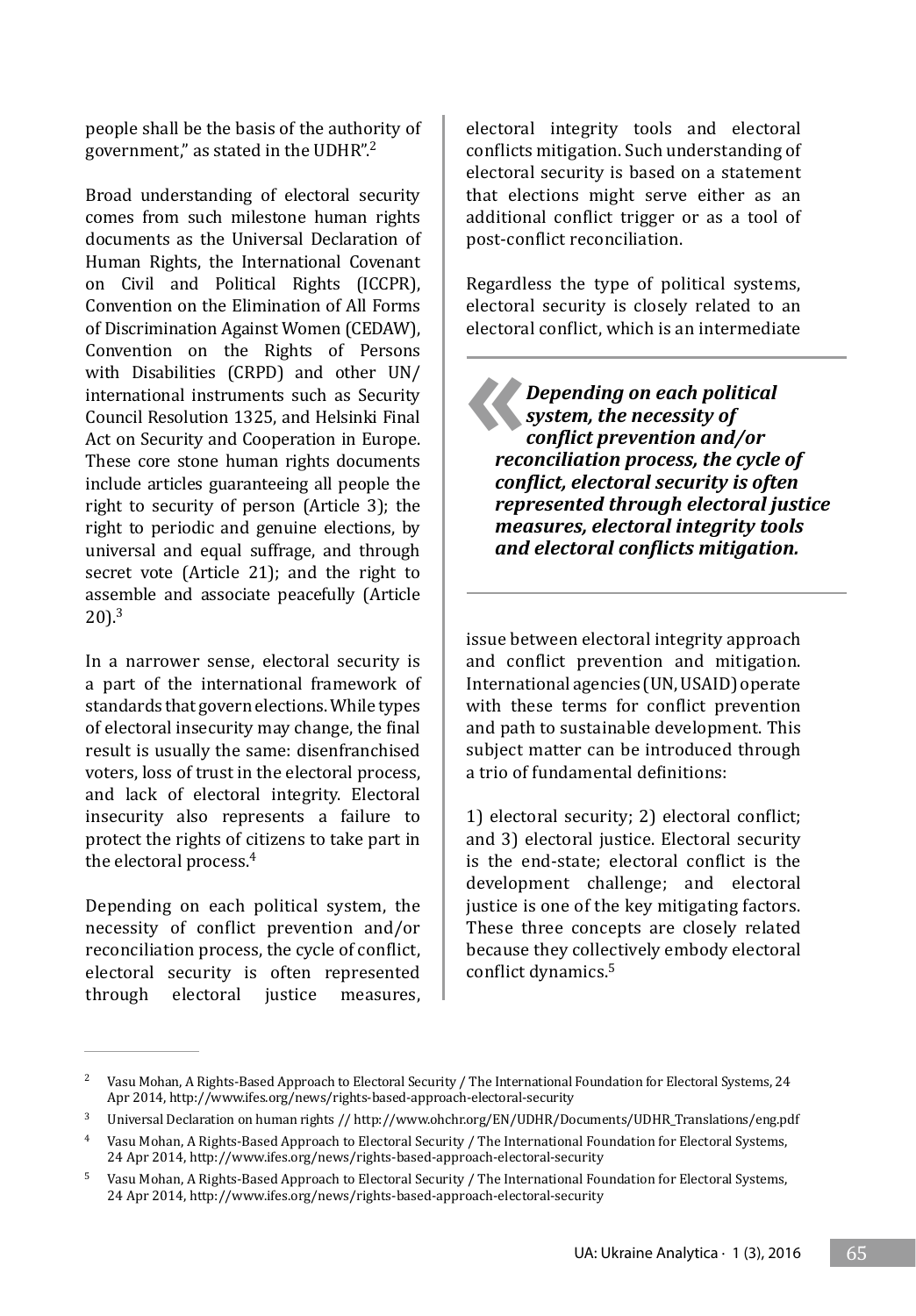people shall be the basis of the authority of government," as stated in the UDHR".[2]

Broad understanding of electoral security comes from such milestone human rights documents as the Universal Declaration of Human Rights, the International Covenant on Civil and Political Rights (ICCPR), Convention on the Elimination of All Forms of Discrimination Against Women (CEDAW), Convention on the Rights of Persons with Disabilities (CRPD) and other UN/international instruments such as Security Council Resolution 1325, and Helsinki Final Act on Security and Cooperation in Europe. These core stone human rights documents include articles guaranteeing all people the right to security of person (Article 3); the right to periodic and genuine elections, by universal and equal suffrage, and through secret vote (Article 21); and the right to assemble and associate peacefully (Article 20).[3]

In a narrower sense, electoral security is a part of the international framework of standards that govern elections. While types of electoral insecurity may change, the final result is usually the same: disenfranchised voters, loss of trust in the electoral process, and lack of electoral integrity. Electoral insecurity also represents a failure to protect the rights of citizens to take part in the electoral process.[4]

Depending on each political system, the necessity of conflict prevention and/or reconciliation process, the cycle of conflict, electoral security is often represented through electoral justice measures, electoral integrity tools and electoral conflicts mitigation. Such understanding of electoral security is based on a statement that elections might serve either as an additional conflict trigger or as a tool of post-conflict reconciliation.

Regardless the type of political systems, electoral security is closely related to an electoral conflict, which is an intermediate issue between electoral integrity approach and conflict prevention and mitigation. International agencies (UN, USAID) operate with these terms for conflict prevention and path to sustainable development. This subject matter can be introduced through a trio of fundamental definitions:

> ***Depending on each political system, the necessity of conflict prevention and/or reconciliation process, the cycle of conflict, electoral security is often represented through electoral justice measures, electoral integrity tools and electoral conflicts mitigation.***

1) electoral security; 2) electoral conflict; and 3) electoral justice. Electoral security is the end-state; electoral conflict is the development challenge; and electoral justice is one of the key mitigating factors. These three concepts are closely related because they collectively embody electoral conflict dynamics.[5]

---

[2] Vasu Mohan, A Rights-Based Approach to Electoral Security / The International Foundation for Electoral Systems, 24 Apr 2014, http://www.ifes.org/news/rights-based-approach-electoral-security

[3] Universal Declaration on human rights // http://www.ohchr.org/EN/UDHR/Documents/UDHR_Translations/eng.pdf

[4] Vasu Mohan, A Rights-Based Approach to Electoral Security / The International Foundation for Electoral Systems, 24 Apr 2014, http://www.ifes.org/news/rights-based-approach-electoral-security

[5] Vasu Mohan, A Rights-Based Approach to Electoral Security / The International Foundation for Electoral Systems, 24 Apr 2014, http://www.ifes.org/news/rights-based-approach-electoral-security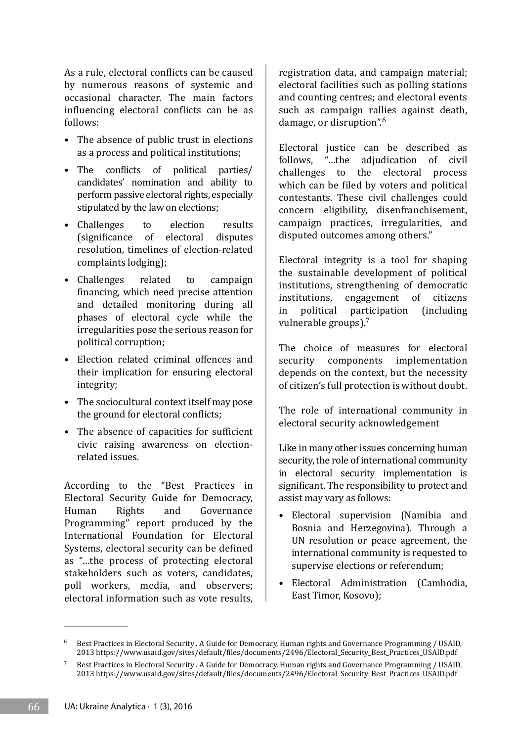As a rule, electoral conflicts can be caused by numerous reasons of systemic and occasional character. The main factors influencing electoral conflicts can be as follows:

- The absence of public trust in elections as a process and political institutions;
- The conflicts of political parties/ candidates' nomination and ability to perform passive electoral rights, especially stipulated by the law on elections;
- Challenges to election results (significance of electoral disputes resolution, timelines of election-related complaints lodging);
- Challenges related to campaign financing, which need precise attention and detailed monitoring during all phases of electoral cycle while the irregularities pose the serious reason for political corruption;
- Election related criminal offences and their implication for ensuring electoral integrity;
- The sociocultural context itself may pose the ground for electoral conflicts;
- The absence of capacities for sufficient civic raising awareness on election-related issues.

According to the "Best Practices in Electoral Security Guide for Democracy, Human Rights and Governance Programming" report produced by the International Foundation for Electoral Systems, electoral security can be defined as "…the process of protecting electoral stakeholders such as voters, candidates, poll workers, media, and observers; electoral information such as vote results, registration data, and campaign material; electoral facilities such as polling stations and counting centres; and electoral events such as campaign rallies against death, damage, or disruption".[6]

Electoral justice can be described as follows, "…the adjudication of civil challenges to the electoral process which can be filed by voters and political contestants. These civil challenges could concern eligibility, disenfranchisement, campaign practices, irregularities, and disputed outcomes among others."

Electoral integrity is a tool for shaping the sustainable development of political institutions, strengthening of democratic institutions, engagement of citizens in political participation (including vulnerable groups).[7]

The choice of measures for electoral security components implementation depends on the context, but the necessity of citizen's full protection is without doubt.

The role of international community in electoral security acknowledgement

Like in many other issues concerning human security, the role of international community in electoral security implementation is significant. The responsibility to protect and assist may vary as follows:

- Electoral supervision (Namibia and Bosnia and Herzegovina). Through a UN resolution or peace agreement, the international community is requested to supervise elections or referendum;
- Electoral Administration (Cambodia, East Timor, Kosovo);

---

[6] Best Practices in Electoral Security . A Guide for Democracy, Human rights and Governance Programming / USAID, 2013 https://www.usaid.gov/sites/default/files/documents/2496/Electoral_Security_Best_Practices_USAID.pdf

[7] Best Practices in Electoral Security . A Guide for Democracy, Human rights and Governance Programming / USAID, 2013 https://www.usaid.gov/sites/default/files/documents/2496/Electoral_Security_Best_Practices_USAID.pdf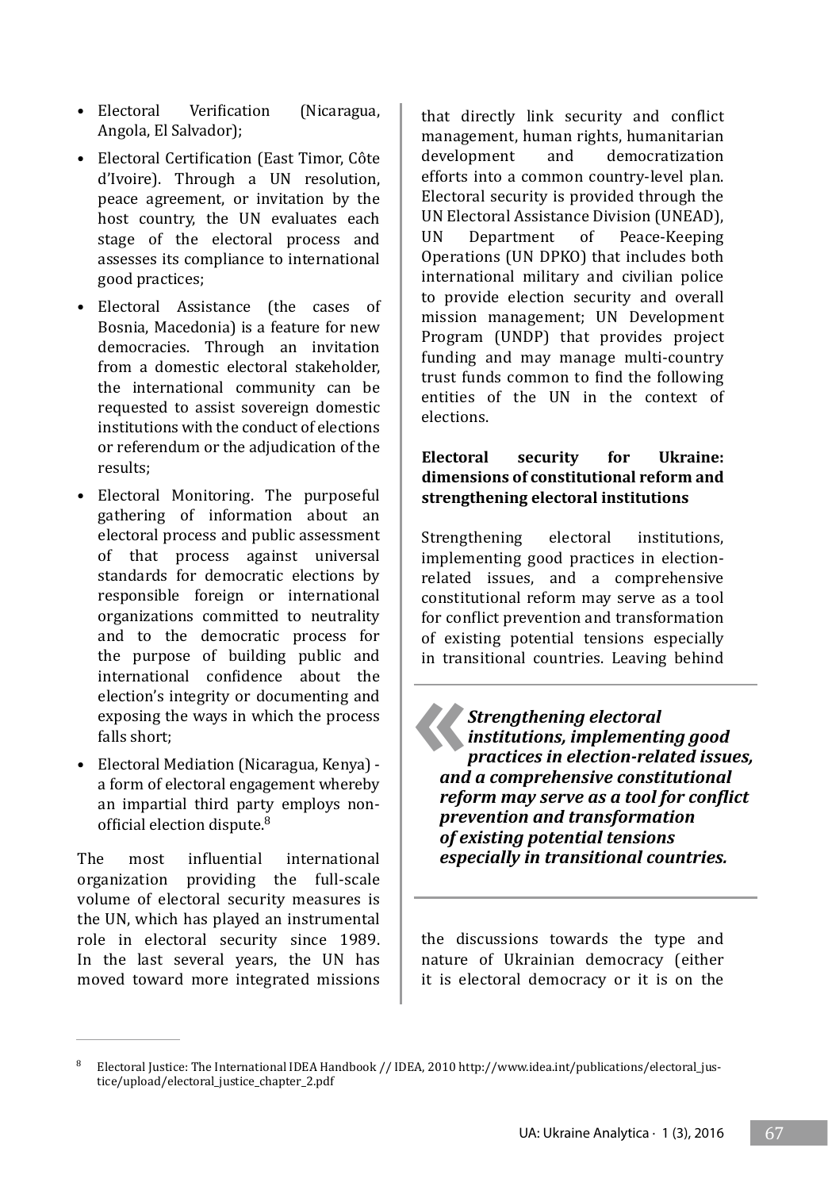- Electoral Verification (Nicaragua, Angola, El Salvador);
- Electoral Certification (East Timor, Côte d'Ivoire). Through a UN resolution, peace agreement, or invitation by the host country, the UN evaluates each stage of the electoral process and assesses its compliance to international good practices;
- Electoral Assistance (the cases of Bosnia, Macedonia) is a feature for new democracies. Through an invitation from a domestic electoral stakeholder, the international community can be requested to assist sovereign domestic institutions with the conduct of elections or referendum or the adjudication of the results;
- Electoral Monitoring. The purposeful gathering of information about an electoral process and public assessment of that process against universal standards for democratic elections by responsible foreign or international organizations committed to neutrality and to the democratic process for the purpose of building public and international confidence about the election's integrity or documenting and exposing the ways in which the process falls short;
- Electoral Mediation (Nicaragua, Kenya) - a form of electoral engagement whereby an impartial third party employs non-official election dispute.[8]

The most influential international organization providing the full-scale volume of electoral security measures is the UN, which has played an instrumental role in electoral security since 1989. In the last several years, the UN has moved toward more integrated missions that directly link security and conflict management, human rights, humanitarian development and democratization efforts into a common country-level plan. Electoral security is provided through the UN Electoral Assistance Division (UNEAD), UN Department of Peace-Keeping Operations (UN DPKO) that includes both international military and civilian police to provide election security and overall mission management; UN Development Program (UNDP) that provides project funding and may manage multi-country trust funds common to find the following entities of the UN in the context of elections.

### Electoral security for Ukraine: dimensions of constitutional reform and strengthening electoral institutions

Strengthening electoral institutions, implementing good practices in election-related issues, and a comprehensive constitutional reform may serve as a tool for conflict prevention and transformation of existing potential tensions especially in transitional countries. Leaving behind the discussions towards the type and nature of Ukrainian democracy (either it is electoral democracy or it is on the

> ***Strengthening electoral institutions, implementing good practices in election-related issues, and a comprehensive constitutional reform may serve as a tool for conflict prevention and transformation of existing potential tensions especially in transitional countries.***

---

[8] Electoral Justice: The International IDEA Handbook // IDEA, 2010 http://www.idea.int/publications/electoral_justice/upload/electoral_justice_chapter_2.pdf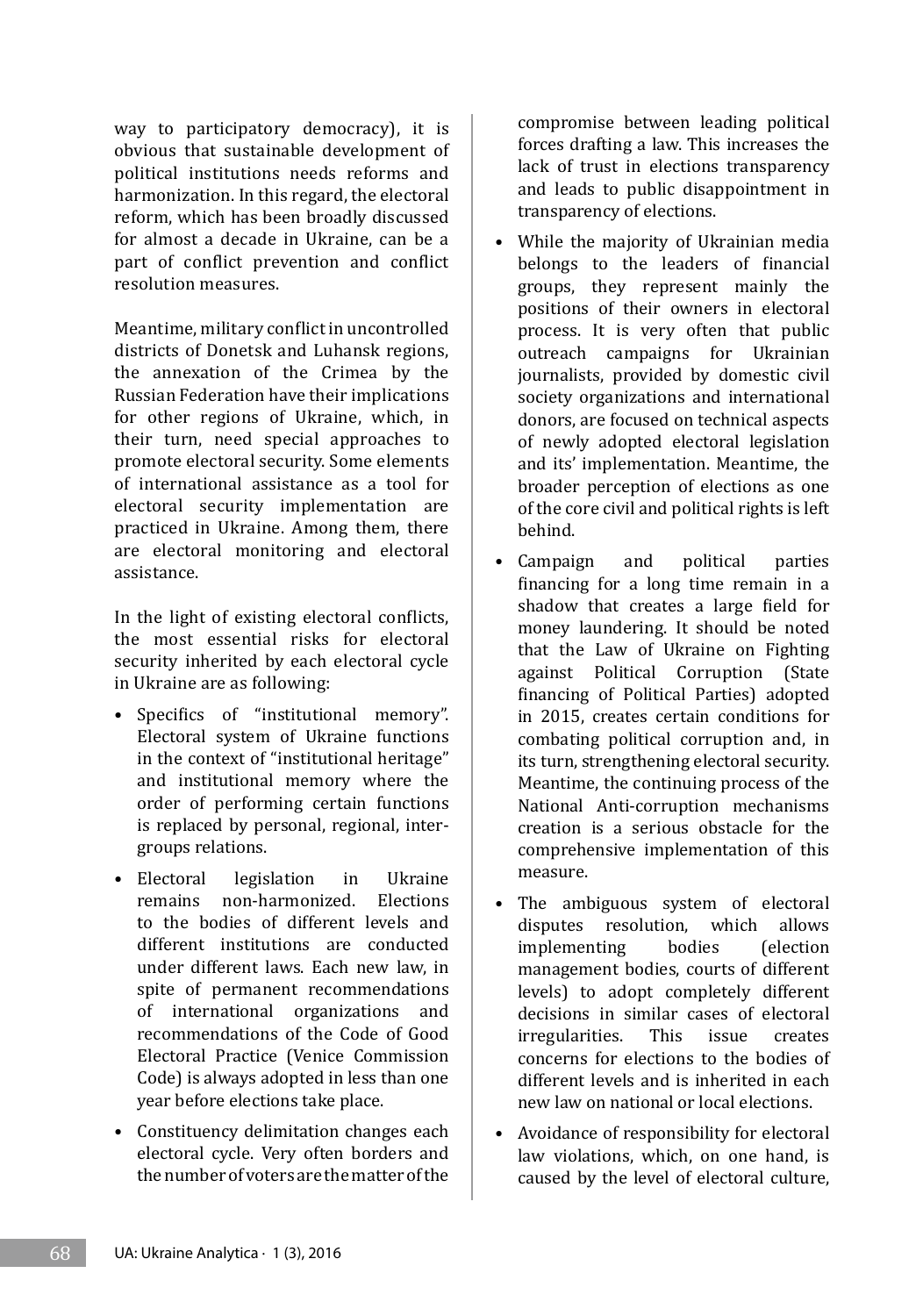way to participatory democracy), it is obvious that sustainable development of political institutions needs reforms and harmonization. In this regard, the electoral reform, which has been broadly discussed for almost a decade in Ukraine, can be a part of conflict prevention and conflict resolution measures.

Meantime, military conflict in uncontrolled districts of Donetsk and Luhansk regions, the annexation of the Crimea by the Russian Federation have their implications for other regions of Ukraine, which, in their turn, need special approaches to promote electoral security. Some elements of international assistance as a tool for electoral security implementation are practiced in Ukraine. Among them, there are electoral monitoring and electoral assistance.

In the light of existing electoral conflicts, the most essential risks for electoral security inherited by each electoral cycle in Ukraine are as following:

- Specifics of "institutional memory". Electoral system of Ukraine functions in the context of "institutional heritage" and institutional memory where the order of performing certain functions is replaced by personal, regional, inter-groups relations.
- Electoral legislation in Ukraine remains non-harmonized. Elections to the bodies of different levels and different institutions are conducted under different laws. Each new law, in spite of permanent recommendations of international organizations and recommendations of the Code of Good Electoral Practice (Venice Commission Code) is always adopted in less than one year before elections take place.
- Constituency delimitation changes each electoral cycle. Very often borders and the number of voters are the matter of the compromise between leading political forces drafting a law. This increases the lack of trust in elections transparency and leads to public disappointment in transparency of elections.
- While the majority of Ukrainian media belongs to the leaders of financial groups, they represent mainly the positions of their owners in electoral process. It is very often that public outreach campaigns for Ukrainian journalists, provided by domestic civil society organizations and international donors, are focused on technical aspects of newly adopted electoral legislation and its' implementation. Meantime, the broader perception of elections as one of the core civil and political rights is left behind.
- Campaign and political parties financing for a long time remain in a shadow that creates a large field for money laundering. It should be noted that the Law of Ukraine on Fighting against Political Corruption (State financing of Political Parties) adopted in 2015, creates certain conditions for combating political corruption and, in its turn, strengthening electoral security. Meantime, the continuing process of the National Anti-corruption mechanisms creation is a serious obstacle for the comprehensive implementation of this measure.
- The ambiguous system of electoral disputes resolution, which allows implementing bodies (election management bodies, courts of different levels) to adopt completely different decisions in similar cases of electoral irregularities. This issue creates concerns for elections to the bodies of different levels and is inherited in each new law on national or local elections.
- Avoidance of responsibility for electoral law violations, which, on one hand, is caused by the level of electoral culture,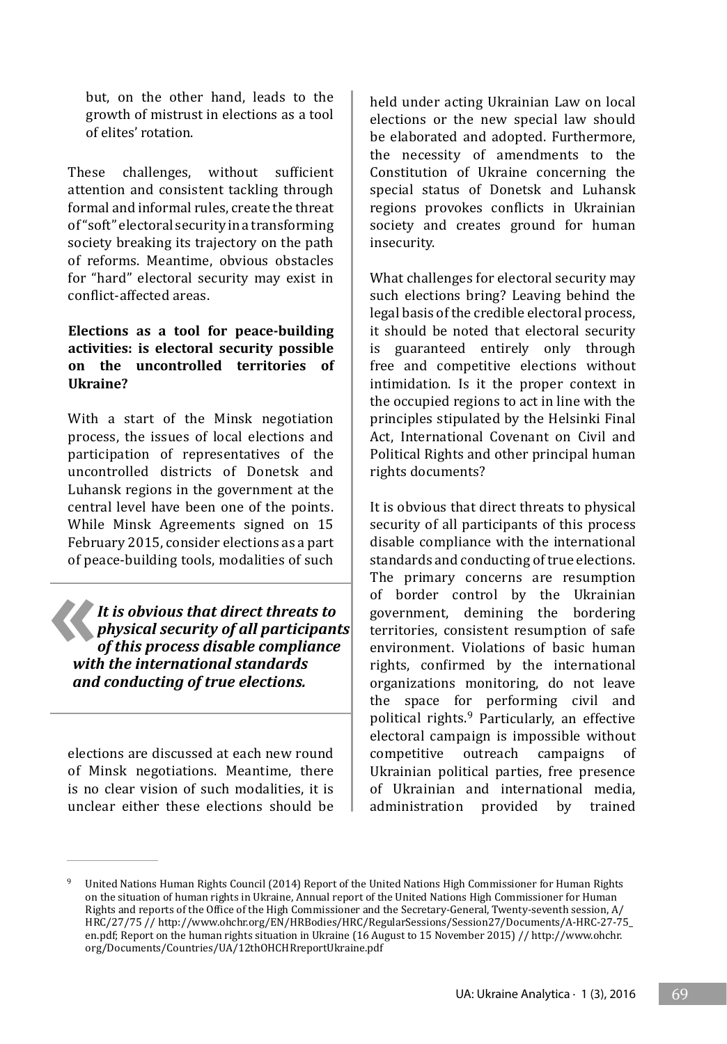but, on the other hand, leads to the growth of mistrust in elections as a tool of elites' rotation.

These challenges, without sufficient attention and consistent tackling through formal and informal rules, create the threat of "soft" electoral security in a transforming society breaking its trajectory on the path of reforms. Meantime, obvious obstacles for "hard" electoral security may exist in conflict-affected areas.

### Elections as a tool for peace-building activities: is electoral security possible on the uncontrolled territories of Ukraine?

With a start of the Minsk negotiation process, the issues of local elections and participation of representatives of the uncontrolled districts of Donetsk and Luhansk regions in the government at the central level have been one of the points. While Minsk Agreements signed on 15 February 2015, consider elections as a part of peace-building tools, modalities of such elections are discussed at each new round of Minsk negotiations. Meantime, there is no clear vision of such modalities, it is unclear either these elections should be held under acting Ukrainian Law on local elections or the new special law should be elaborated and adopted. Furthermore, the necessity of amendments to the Constitution of Ukraine concerning the special status of Donetsk and Luhansk regions provokes conflicts in Ukrainian society and creates ground for human insecurity.

> ***It is obvious that direct threats to physical security of all participants of this process disable compliance with the international standards and conducting of true elections.***

What challenges for electoral security may such elections bring? Leaving behind the legal basis of the credible electoral process, it should be noted that electoral security is guaranteed entirely only through free and competitive elections without intimidation. Is it the proper context in the occupied regions to act in line with the principles stipulated by the Helsinki Final Act, International Covenant on Civil and Political Rights and other principal human rights documents?

It is obvious that direct threats to physical security of all participants of this process disable compliance with the international standards and conducting of true elections. The primary concerns are resumption of border control by the Ukrainian government, demining the bordering territories, consistent resumption of safe environment. Violations of basic human rights, confirmed by the international organizations monitoring, do not leave the space for performing civil and political rights.[9] Particularly, an effective electoral campaign is impossible without competitive outreach campaigns of Ukrainian political parties, free presence of Ukrainian and international media, administration provided by trained

---

[9] United Nations Human Rights Council (2014) Report of the United Nations High Commissioner for Human Rights on the situation of human rights in Ukraine, Annual report of the United Nations High Commissioner for Human Rights and reports of the Office of the High Commissioner and the Secretary-General, Twenty-seventh session, A/HRC/27/75 // http://www.ohchr.org/EN/HRBodies/HRC/RegularSessions/Session27/Documents/A-HRC-27-75_en.pdf; Report on the human rights situation in Ukraine (16 August to 15 November 2015) // http://www.ohchr.org/Documents/Countries/UA/12thOHCHRreportUkraine.pdf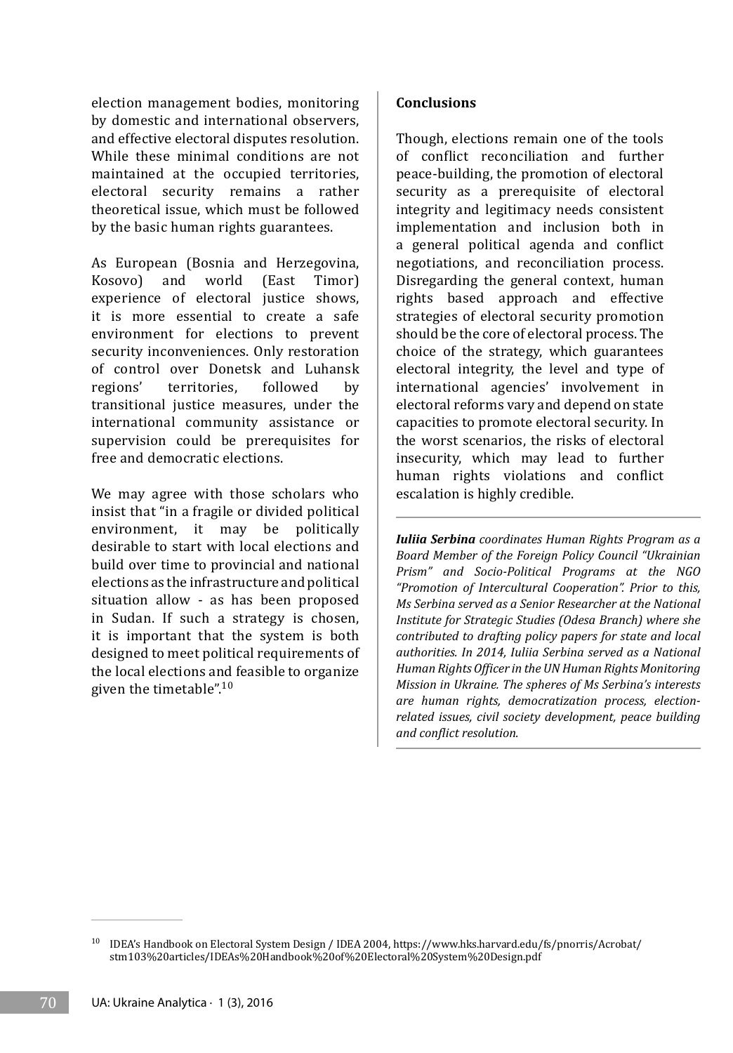election management bodies, monitoring by domestic and international observers, and effective electoral disputes resolution. While these minimal conditions are not maintained at the occupied territories, electoral security remains a rather theoretical issue, which must be followed by the basic human rights guarantees.

As European (Bosnia and Herzegovina, Kosovo) and world (East Timor) experience of electoral justice shows, it is more essential to create a safe environment for elections to prevent security inconveniences. Only restoration of control over Donetsk and Luhansk regions' territories, followed by transitional justice measures, under the international community assistance or supervision could be prerequisites for free and democratic elections.

We may agree with those scholars who insist that "in a fragile or divided political environment, it may be politically desirable to start with local elections and build over time to provincial and national elections as the infrastructure and political situation allow - as has been proposed in Sudan. If such a strategy is chosen, it is important that the system is both designed to meet political requirements of the local elections and feasible to organize given the timetable".[10]

**Conclusions**

Though, elections remain one of the tools of conflict reconciliation and further peace-building, the promotion of electoral security as a prerequisite of electoral integrity and legitimacy needs consistent implementation and inclusion both in a general political agenda and conflict negotiations, and reconciliation process. Disregarding the general context, human rights based approach and effective strategies of electoral security promotion should be the core of electoral process. The choice of the strategy, which guarantees electoral integrity, the level and type of international agencies' involvement in electoral reforms vary and depend on state capacities to promote electoral security. In the worst scenarios, the risks of electoral insecurity, which may lead to further human rights violations and conflict escalation is highly credible.

***Iuliia Serbina*** *coordinates Human Rights Program as a Board Member of the Foreign Policy Council "Ukrainian Prism" and Socio-Political Programs at the NGO "Promotion of Intercultural Cooperation". Prior to this, Ms Serbina served as a Senior Researcher at the National Institute for Strategic Studies (Odesa Branch) where she contributed to drafting policy papers for state and local authorities. In 2014, Iuliia Serbina served as a National Human Rights Officer in the UN Human Rights Monitoring Mission in Ukraine. The spheres of Ms Serbina's interests are human rights, democratization process, election-related issues, civil society development, peace building and conflict resolution.*

---

[10] IDEA's Handbook on Electoral System Design / IDEA 2004, https://www.hks.harvard.edu/fs/pnorris/Acrobat/stm103%20articles/IDEAs%20Handbook%20of%20Electoral%20System%20Design.pdf